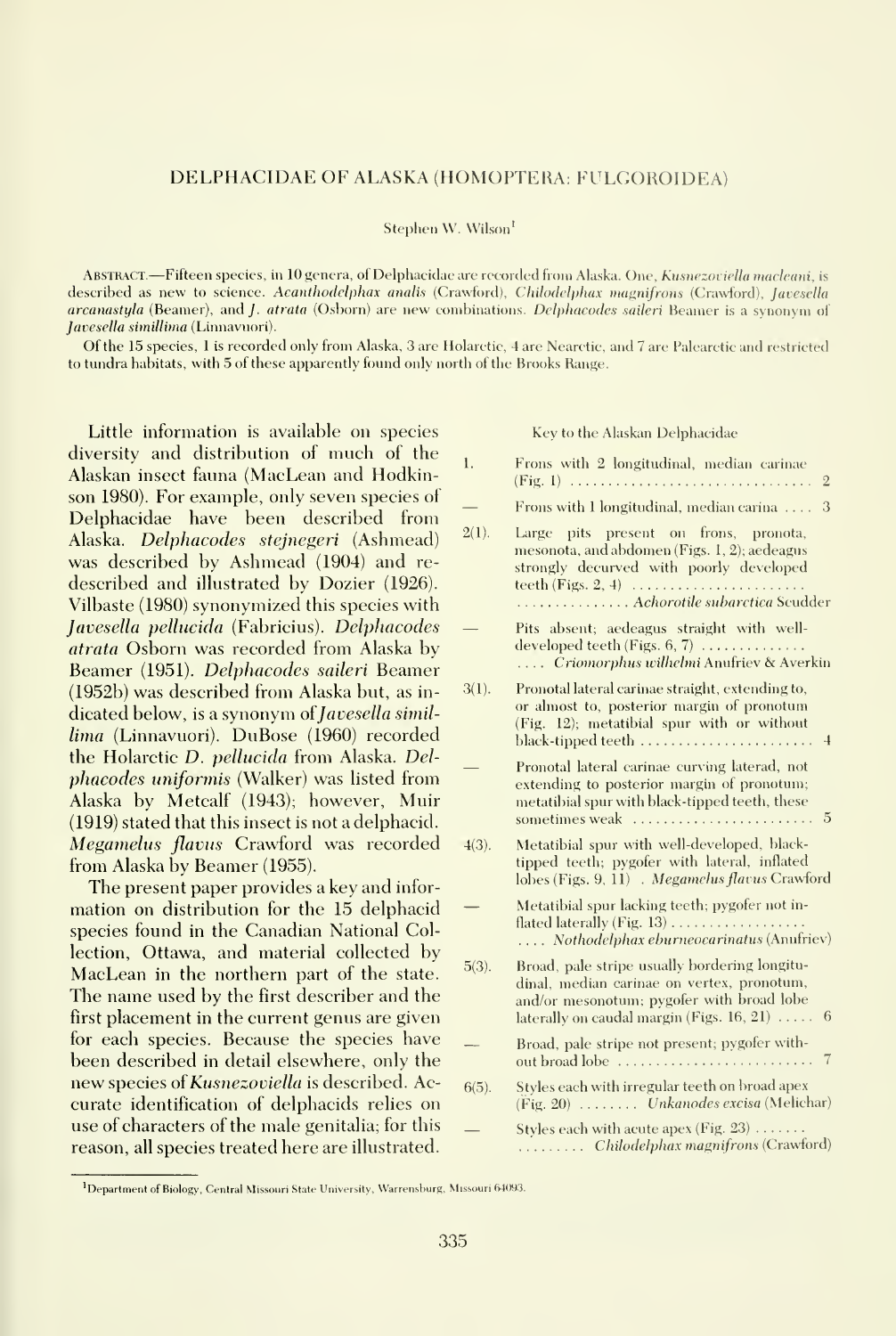# DELPHACIDAE OF ALASKA (HOMOPTERA: FULGOROIDEA)

Stephen W. Wilson[1]

ABSTRACT.—Fifteen species, in 10 genera, of Delphacidae are recorded from Alaska. One, *Kusnezoviella macleani*, is described as new to science. *Acanthodelphax analis* (Crawford), *Chilodelphax magnifrons* (Crawford), *Javesella arcanastyla* (Beamer), and *J. atrata* (Osborn) are new combinations. *Delphacodes saileri* Beamer is a synonym of *Javesella simillima* (Linnavuori).

Of the 15 species, 1 is recorded only from Alaska, 3 are Holarctic, 4 are Nearctic, and 7 are Palearctic and restricted to tundra habitats, with 5 of these apparently found only north of the Brooks Range.

Little information is available on species diversity and distribution of much of the Alaskan insect fauna (MacLean and Hodkinson 1980). For example, only seven species of Delphacidae have been described from Alaska. *Delphacodes stejnegeri* (Ashmead) was described by Ashmead (1904) and redescribed and illustrated by Dozier (1926). Vilbaste (1980) synonymized this species with *Javesella pellucida* (Fabricius). *Delphacodes atrata* Osborn was recorded from Alaska by Beamer (1951). *Delphacodes saileri* Beamer (1952b) was described from Alaska but, as indicated below, is a synonym of *Javesella simillima* (Linnavuori). DuBose (1960) recorded the Holarctic *D. pellucida* from Alaska. *Delphacodes uniformis* (Walker) was listed from Alaska by Metcalf (1943); however, Muir (1919) stated that this insect is not a delphacid. *Megamelus flavus* Crawford was recorded from Alaska by Beamer (1955).

The present paper provides a key and information on distribution for the 15 delphacid species found in the Canadian National Collection, Ottawa, and material collected by MacLean in the northern part of the state. The name used by the first describer and the first placement in the current genus are given for each species. Because the species have been described in detail elsewhere, only the new species of *Kusnezoviella* is described. Accurate identification of delphacids relies on use of characters of the male genitalia; for this reason, all species treated here are illustrated.

Key to the Alaskan Delphacidae

1. Frons with 2 longitudinal, median carinae (Fig. 1) ..... 2
— Frons with 1 longitudinal, median carina ..... 3

2(1). Large pits present on frons, pronota, mesonota, and abdomen (Figs. 1, 2); aedeagus strongly decurved with poorly developed teeth (Figs. 2, 4) ..... *Achorotile subarctica* Scudder
— Pits absent; aedeagus straight with well-developed teeth (Figs. 6, 7) ..... *Criomorphus wilhelmi* Anufriev & Averkin

3(1). Pronotal lateral carinae straight, extending to, or almost to, posterior margin of pronotum (Fig. 12); metatibial spur with or without black-tipped teeth ..... 4
— Pronotal lateral carinae curving laterad, not extending to posterior margin of pronotum; metatibial spur with black-tipped teeth, these sometimes weak ..... 5

4(3). Metatibial spur with well-developed, black-tipped teeth; pygofer with lateral, inflated lobes (Figs. 9, 11) . *Megamelus flavus* Crawford
— Metatibial spur lacking teeth; pygofer not inflated laterally (Fig. 13) ..... *Nothodelphax eburneocarinatus* (Anufriev)

5(3). Broad, pale stripe usually bordering longitudinal, median carinae on vertex, pronotum, and/or mesonotum; pygofer with broad lobe laterally on caudal margin (Figs. 16, 21) ..... 6
— Broad, pale stripe not present; pygofer without broad lobe ..... 7

6(5). Styles each with irregular teeth on broad apex (Fig. 20) ..... *Unkanodes excisa* (Melichar)
— Styles each with acute apex (Fig. 23) ..... *Chilodelphax magnifrons* (Crawford)

[1] Department of Biology, Central Missouri State University, Warrensburg, Missouri 64093.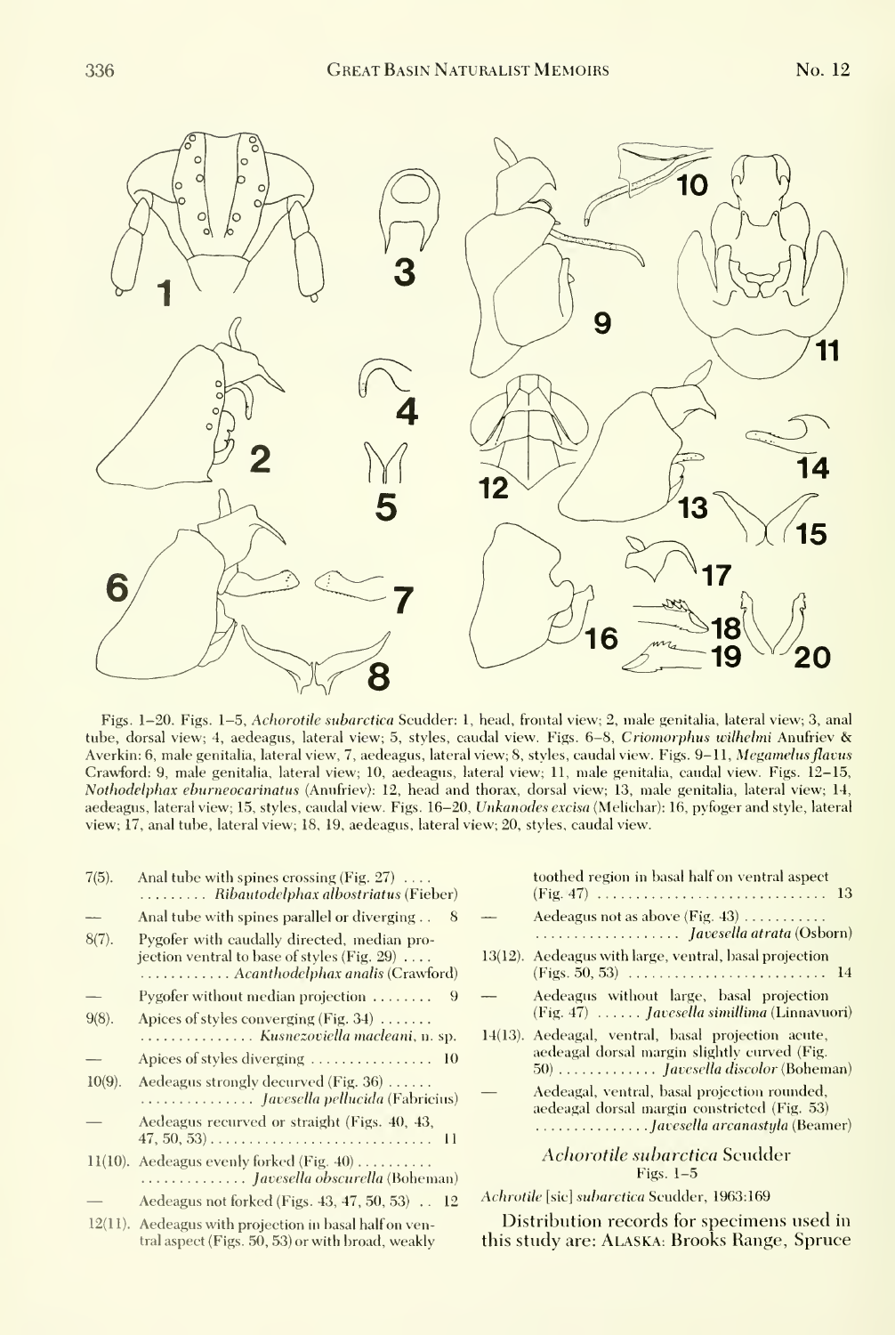Figs. 1–20. Figs. 1–5, *Achorotile subarctica* Scudder: 1, head, frontal view; 2, male genitalia, lateral view; 3, anal tube, dorsal view; 4, aedeagus, lateral view; 5, styles, caudal view. Figs. 6–8, *Criomorphus wilhelmi* Anufriev & Averkin: 6, male genitalia, lateral view, 7, aedeagus, lateral view; 8, styles, caudal view. Figs. 9–11, *Megamelus flavus* Crawford: 9, male genitalia, lateral view; 10, aedeagus, lateral view; 11, male genitalia, caudal view. Figs. 12–15, *Nothodelphax eburneocarinatus* (Anufriev): 12, head and thorax, dorsal view; 13, male genitalia, lateral view; 14, aedeagus, lateral view; 15, styles, caudal view. Figs. 16–20, *Unkanodes excisa* (Melichar): 16, pyfoger and style, lateral view; 17, anal tube, lateral view; 18, 19, aedeagus, lateral view; 20, styles, caudal view.

7(5). Anal tube with spines crossing (Fig. 27) .... ......... *Ribautodelphax albostriatus* (Fieber)

— Anal tube with spines parallel or diverging .. 8

8(7). Pygofer with caudally directed, median projection ventral to base of styles (Fig. 29) .... ............ *Acanthodelphax analis* (Crawford)

— Pygofer without median projection ........ 9

9(8). Apices of styles converging (Fig. 34) ....... ............... *Kusnezoviella macleani*, n. sp.

— Apices of styles diverging ................ 10

10(9). Aedeagus strongly decurved (Fig. 36) ...... ............... *Javesella pellucida* (Fabricius)

— Aedeagus recurved or straight (Figs. 40, 43, 47, 50, 53) ............................. 11

11(10). Aedeagus evenly forked (Fig. 40) .......... .............. *Javesella obscurella* (Boheman)

— Aedeagus not forked (Figs. 43, 47, 50, 53) .. 12

12(11). Aedeagus with projection in basal half on ventral aspect (Figs. 50, 53) or with broad, weakly toothed region in basal half on ventral aspect (Fig. 47) .............................. 13

— Aedeagus not as above (Fig. 43) ........... ................... *Javesella atrata* (Osborn)

13(12). Aedeagus with large, ventral, basal projection (Figs. 50, 53) .......................... 14

— Aedeagus without large, basal projection (Fig. 47) ...... *Javesella simillima* (Linnavuori)

14(13). Aedeagal, ventral, basal projection acute, aedeagal dorsal margin slightly curved (Fig. 50) ............. *Javesella discolor* (Boheman)

— Aedeagal, ventral, basal projection rounded, aedeagal dorsal margin constricted (Fig. 53) ...............*Javesella arcanastyla* (Beamer)

### *Achorotile subarctica* Scudder
Figs. 1–5

*Achrotile* [sic] *subarctica* Scudder, 1963:169

Distribution records for specimens used in this study are: ALASKA: Brooks Range, Spruce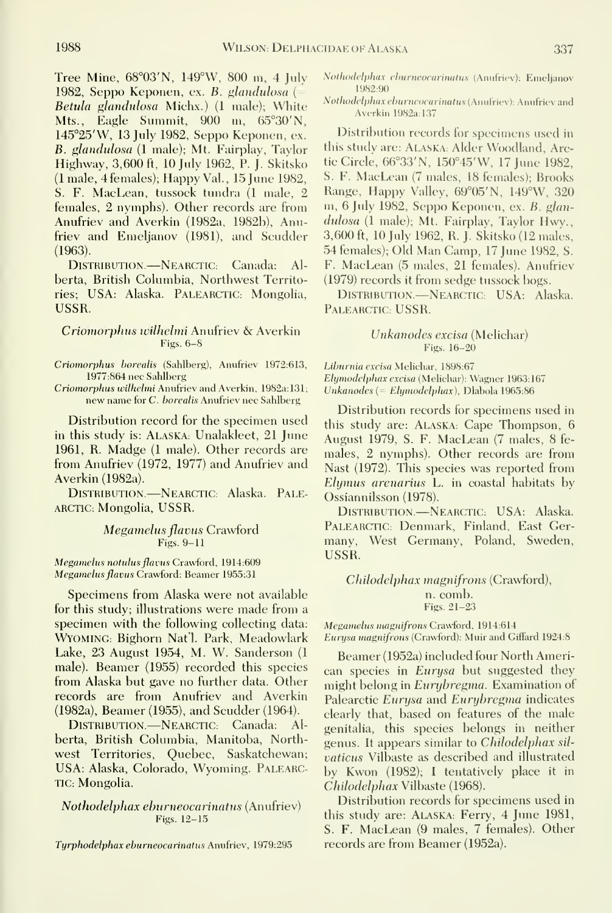Tree Mine, 68°03′N, 149°W, 800 m, 4 July 1982, Seppo Keponen, ex. *B. glandulosa* (= *Betula glandulosa* Michx.) (1 male); White Mts., Eagle Summit, 900 m, 65°30′N, 145°25′W, 13 July 1982, Seppo Keponen, ex. *B. glandulosa* (1 male); Mt. Fairplay, Taylor Highway, 3,600 ft, 10 July 1962, P. J. Skitsko (1 male, 4 females); Happy Val., 15 June 1982, S. F. MacLean, tussock tundra (1 male, 2 females, 2 nymphs). Other records are from Anufriev and Averkin (1982a, 1982b), Anufriev and Emeljanov (1981), and Scudder (1963).

DISTRIBUTION.—NEARCTIC: Canada: Alberta, British Columbia, Northwest Territories; USA: Alaska. PALEARCTIC: Mongolia, USSR.

### *Criomorphus wilhelmi* Anufriev & Averkin
Figs. 6–8

*Criomorphus borealis* (Sahlberg), Anufriev 1972:613, 1977:864 nec Sahlberg

*Criomorphus wilhelmi* Anufriev and Averkin, 1982a:131; new name for *C. borealis* Anufriev nec Sahlberg

Distribution record for the specimen used in this study is: ALASKA: Unalakleet, 21 June 1961, R. Madge (1 male). Other records are from Anufriev (1972, 1977) and Anufriev and Averkin (1982a).

DISTRIBUTION.—NEARCTIC: Alaska. PALEARCTIC: Mongolia, USSR.

### *Megamelus flavus* Crawford
Figs. 9–11

*Megamelus notulus flavus* Crawford, 1914:609

*Megamelus flavus* Crawford: Beamer 1955:31

Specimens from Alaska were not available for this study; illustrations were made from a specimen with the following collecting data: WYOMING: Bighorn Nat'l. Park, Meadowlark Lake, 23 August 1954, M. W. Sanderson (1 male). Beamer (1955) recorded this species from Alaska but gave no further data. Other records are from Anufriev and Averkin (1982a), Beamer (1955), and Scudder (1964).

DISTRIBUTION.—NEARCTIC: Canada: Alberta, British Columbia, Manitoba, Northwest Territories, Quebec, Saskatchewan; USA: Alaska, Colorado, Wyoming. PALEARCTIC: Mongolia.

### *Nothodelphax eburneocarinatus* (Anufriev)
Figs. 12–15

*Tyrphodelphax eburneocarinatus* Anufriev, 1979:295

*Nothodelphax eburneocarinatus* (Anufriev): Emeljanov 1982:90

*Nothodelphax eburneocarinatus* (Anufriev): Anufriev and Averkin 1982a:137

Distribution records for specimens used in this study are: ALASKA: Alder Woodland, Arctic Circle, 66°33′N, 150°45′W, 17 June 1982, S. F. MacLean (7 males, 18 females); Brooks Range, Happy Valley, 69°05′N, 149°W, 320 m, 6 July 1982, Seppo Keponen, ex. *B. glandulosa* (1 male); Mt. Fairplay, Taylor Hwy., 3,600 ft, 10 July 1962, R. J. Skitsko (12 males, 54 females); Old Man Camp, 17 June 1982, S. F. MacLean (5 males, 21 females). Anufriev (1979) records it from sedge tussock bogs.

DISTRIBUTION.—NEARCTIC: USA: Alaska. PALEARCTIC: USSR.

### *Unkanodes excisa* (Melichar)
Figs. 16–20

*Liburnia excisa* Melichar, 1898:67

*Elymodelphax excisa* (Melichar): Wagner 1963:167

*Unkanodes* (= *Elymodelphax*), Dlabola 1965:86

Distribution records for specimens used in this study are: ALASKA: Cape Thompson, 6 August 1979, S. F. MacLean (7 males, 8 females, 2 nymphs). Other records are from Nast (1972). This species was reported from *Elymus arenarius* L. in coastal habitats by Ossiannilsson (1978).

DISTRIBUTION.—NEARCTIC: USA: Alaska. PALEARCTIC: Denmark, Finland, East Germany, West Germany, Poland, Sweden, USSR.

### *Chilodelphax magnifrons* (Crawford), n. comb.
Figs. 21–23

*Megamelus magnifrons* Crawford, 1914:614

*Eurysa magnifrons* (Crawford): Muir and Giffard 1924:8

Beamer (1952a) included four North American species in *Eurysa* but suggested they might belong in *Eurybregma*. Examination of Palearctic *Eurysa* and *Eurybregma* indicates clearly that, based on features of the male genitalia, this species belongs in neither genus. It appears similar to *Chilodelphax silvaticus* Vilbaste as described and illustrated by Kwon (1982); I tentatively place it in *Chilodelphax* Vilbaste (1968).

Distribution records for specimens used in this study are: ALASKA: Ferry, 4 June 1981, S. F. MacLean (9 males, 7 females). Other records are from Beamer (1952a).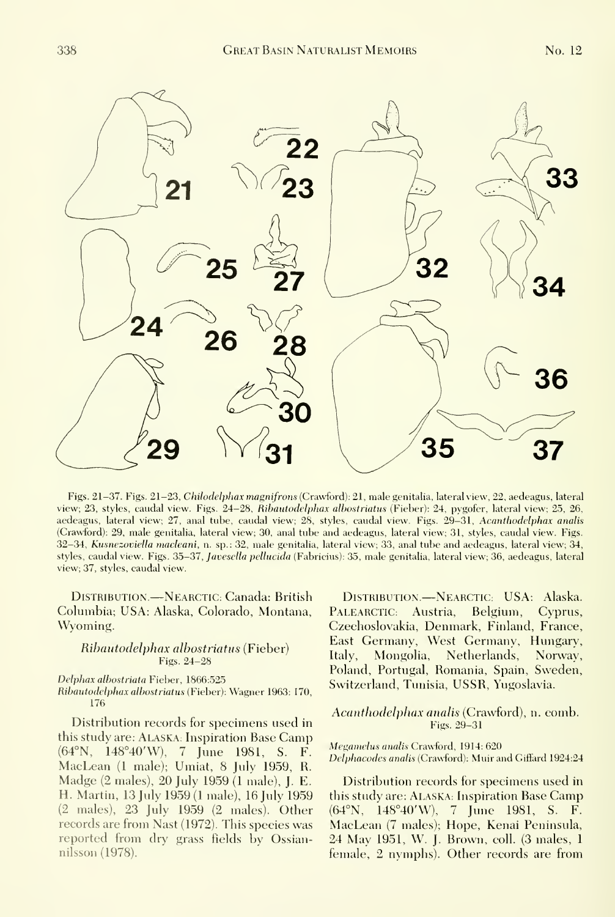Figs. 21–37. Figs. 21–23, *Chilodelphax magnifrons* (Crawford): 21, male genitalia, lateral view; 22, aedeagus, lateral view; 23, styles, caudal view. Figs. 24–28, *Ribautodelphax albostriatus* (Fieber): 24, pygofer, lateral view; 25, 26, aedeagus, lateral view; 27, anal tube, caudal view; 28, styles, caudal view. Figs. 29–31, *Acanthodelphax analis* (Crawford): 29, male genitalia, lateral view; 30, anal tube and aedeagus, lateral view; 31, styles, caudal view. Figs. 32–34, *Kusnezoviella macleani*, n. sp.: 32, male genitalia, lateral view; 33, anal tube and aedeagus, lateral view; 34, styles, caudal view. Figs. 35–37, *Javesella pellucida* (Fabricius): 35, male genitalia, lateral view; 36, aedeagus, lateral view; 37, styles, caudal view.

DISTRIBUTION.—NEARCTIC: Canada: British Columbia; USA: Alaska, Colorado, Montana, Wyoming.

### *Ribautodelphax albostriatus* (Fieber)
Figs. 24–28

*Delphax albostriata* Fieber, 1866:525
*Ribautodelphax albostriatus* (Fieber): Wagner 1963: 170, 176

Distribution records for specimens used in this study are: ALASKA: Inspiration Base Camp (64°N, 148°40′W), 7 June 1981, S. F. MacLean (1 male); Umiat, 8 July 1959, R. Madge (2 males), 20 July 1959 (1 male), J. E. H. Martin, 13 July 1959 (1 male), 16 July 1959 (2 males), 23 July 1959 (2 males). Other records are from Nast (1972). This species was reported from dry grass fields by Ossiannilsson (1978).

DISTRIBUTION.—NEARCTIC: USA: Alaska. PALEARCTIC: Austria, Belgium, Cyprus, Czechoslovakia, Denmark, Finland, France, East Germany, West Germany, Hungary, Italy, Mongolia, Netherlands, Norway, Poland, Portugal, Romania, Spain, Sweden, Switzerland, Tunisia, USSR, Yugoslavia.

### *Acanthodelphax analis* (Crawford), n. comb.
Figs. 29–31

*Megamelus analis* Crawford, 1914: 620
*Delphacodes analis* (Crawford): Muir and Giffard 1924:24

Distribution records for specimens used in this study are: ALASKA: Inspiration Base Camp (64°N, 148°40′W), 7 June 1981, S. F. MacLean (7 males); Hope, Kenai Peninsula, 24 May 1951, W. J. Brown, coll. (3 males, 1 female, 2 nymphs). Other records are from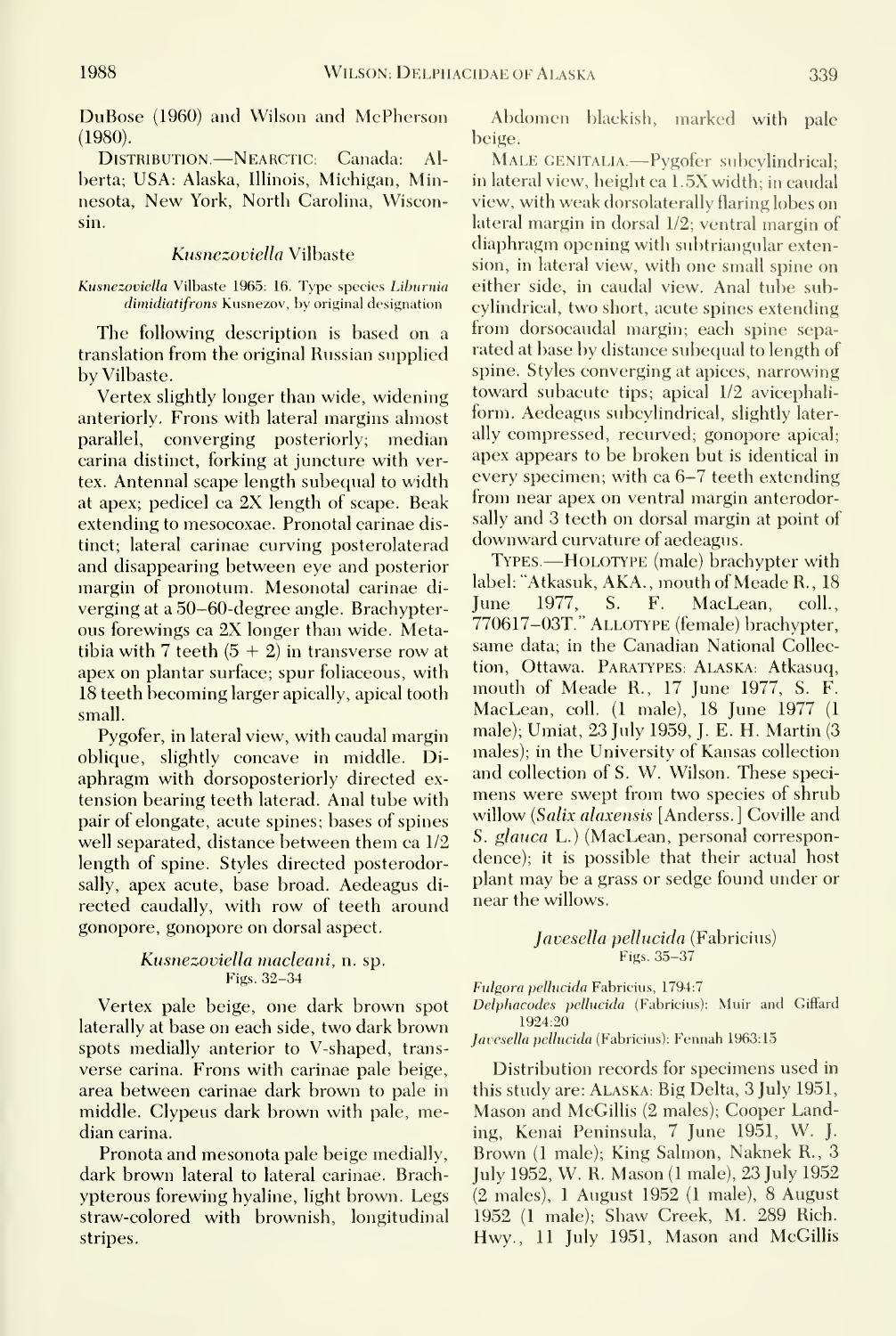DuBose (1960) and Wilson and McPherson (1980).

DISTRIBUTION.—NEARCTIC: Canada: Alberta; USA: Alaska, Illinois, Michigan, Minnesota, New York, North Carolina, Wisconsin.

### *Kusnezoviella* Vilbaste

*Kusnezoviella* Vilbaste 1965: 16. Type species *Liburnia dimidiatifrons* Kusnezov, by original designation

The following description is based on a translation from the original Russian supplied by Vilbaste.

Vertex slightly longer than wide, widening anteriorly. Frons with lateral margins almost parallel, converging posteriorly; median carina distinct, forking at juncture with vertex. Antennal scape length subequal to width at apex; pedicel ca 2X length of scape. Beak extending to mesocoxae. Pronotal carinae distinct; lateral carinae curving posterolaterad and disappearing between eye and posterior margin of pronotum. Mesonotal carinae diverging at a 50–60-degree angle. Brachypterous forewings ca 2X longer than wide. Metatibia with 7 teeth (5 + 2) in transverse row at apex on plantar surface; spur foliaceous, with 18 teeth becoming larger apically, apical tooth small.

Pygofer, in lateral view, with caudal margin oblique, slightly concave in middle. Diaphragm with dorsoposteriorly directed extension bearing teeth laterad. Anal tube with pair of elongate, acute spines; bases of spines well separated, distance between them ca 1/2 length of spine. Styles directed posterodorsally, apex acute, base broad. Aedeagus directed caudally, with row of teeth around gonopore, gonopore on dorsal aspect.

#### *Kusnezoviella macleani*, n. sp.
Figs. 32–34

Vertex pale beige, one dark brown spot laterally at base on each side, two dark brown spots medially anterior to V-shaped, transverse carina. Frons with carinae pale beige, area between carinae dark brown to pale in middle. Clypeus dark brown with pale, median carina.

Pronota and mesonota pale beige medially, dark brown lateral to lateral carinae. Brachypterous forewing hyaline, light brown. Legs straw-colored with brownish, longitudinal stripes.

Abdomen blackish, marked with pale beige.

MALE GENITALIA.—Pygofer subcylindrical; in lateral view, height ca 1.5X width; in caudal view, with weak dorsolaterally flaring lobes on lateral margin in dorsal 1/2; ventral margin of diaphragm opening with subtriangular extension, in lateral view, with one small spine on either side, in caudal view. Anal tube subcylindrical, two short, acute spines extending from dorsocaudal margin; each spine separated at base by distance subequal to length of spine. Styles converging at apices, narrowing toward subacute tips; apical 1/2 avicephaliform. Aedeagus subcylindrical, slightly laterally compressed, recurved; gonopore apical; apex appears to be broken but is identical in every specimen; with ca 6–7 teeth extending from near apex on ventral margin anterodorsally and 3 teeth on dorsal margin at point of downward curvature of aedeagus.

TYPES.—HOLOTYPE (male) brachypter with label: "Atkasuk, AKA., mouth of Meade R., 18 June 1977, S. F. MacLean, coll., 770617–03T." ALLOTYPE (female) brachypter, same data; in the Canadian National Collection, Ottawa. PARATYPES: ALASKA: Atkasuq, mouth of Meade R., 17 June 1977, S. F. MacLean, coll. (1 male), 18 June 1977 (1 male); Umiat, 23 July 1959, J. E. H. Martin (3 males); in the University of Kansas collection and collection of S. W. Wilson. These specimens were swept from two species of shrub willow (*Salix alaxensis* [Anderss.] Coville and *S. glauca* L.) (MacLean, personal correspondence); it is possible that their actual host plant may be a grass or sedge found under or near the willows.

### *Javesella pellucida* (Fabricius)
Figs. 35–37

*Fulgora pellucida* Fabricius, 1794:7
*Delphacodes pellucida* (Fabricius): Muir and Giffard 1924:20
*Javesella pellucida* (Fabricius): Fennah 1963:15

Distribution records for specimens used in this study are: ALASKA: Big Delta, 3 July 1951, Mason and McGillis (2 males); Cooper Landing, Kenai Peninsula, 7 June 1951, W. J. Brown (1 male); King Salmon, Naknek R., 3 July 1952, W. R. Mason (1 male), 23 July 1952 (2 males), 1 August 1952 (1 male), 8 August 1952 (1 male); Shaw Creek, M. 289 Rich. Hwy., 11 July 1951, Mason and McGillis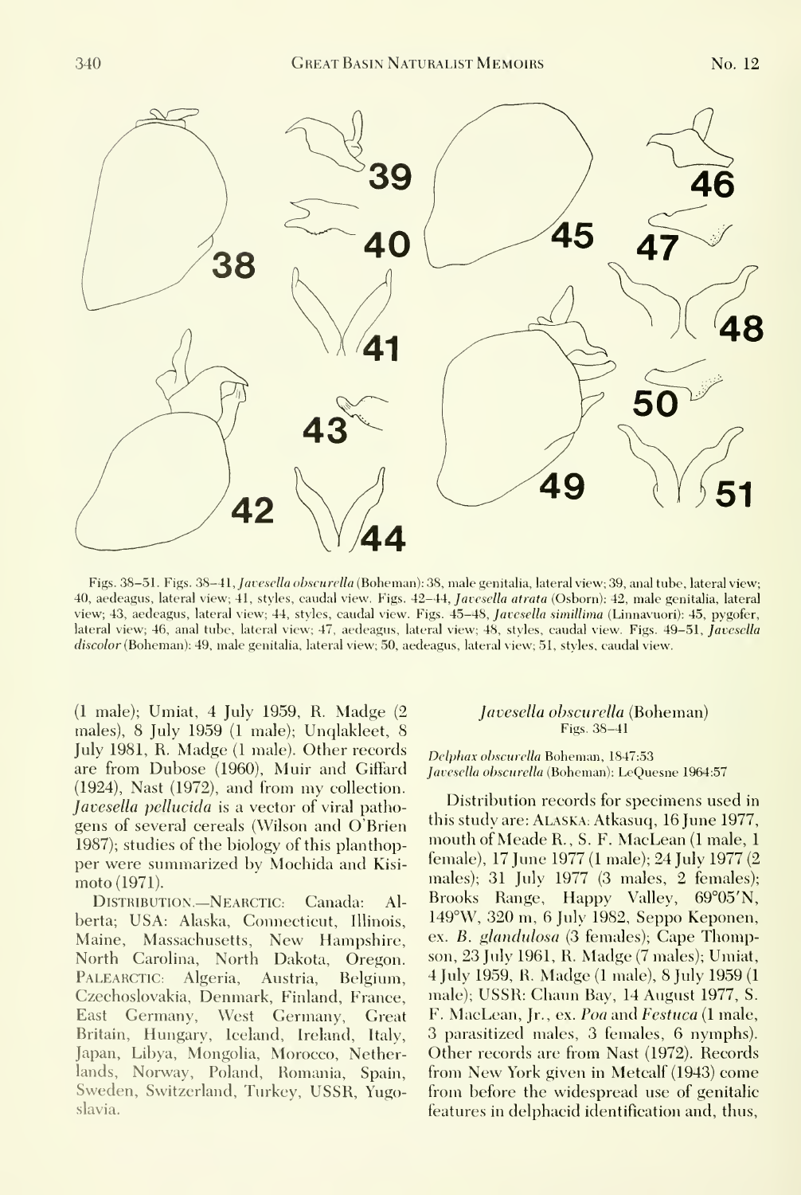Figs. 38–51. Figs. 38–41, *Javesella obscurella* (Boheman): 38, male genitalia, lateral view; 39, anal tube, lateral view; 40, aedeagus, lateral view; 41, styles, caudal view. Figs. 42–44, *Javesella atrata* (Osborn): 42, male genitalia, lateral view; 43, aedeagus, lateral view; 44, styles, caudal view. Figs. 45–48, *Javesella simillima* (Linnavuori): 45, pygofer, lateral view; 46, anal tube, lateral view; 47, aedeagus, lateral view; 48, styles, caudal view. Figs. 49–51, *Javesella discolor* (Boheman): 49, male genitalia, lateral view; 50, aedeagus, lateral view; 51, styles, caudal view.

(1 male); Umiat, 4 July 1959, R. Madge (2 males), 8 July 1959 (1 male); Unqlakleet, 8 July 1981, R. Madge (1 male). Other records are from Dubose (1960), Muir and Giffard (1924), Nast (1972), and from my collection. *Javesella pellucida* is a vector of viral pathogens of several cereals (Wilson and O'Brien 1987); studies of the biology of this planthopper were summarized by Mochida and Kisimoto (1971).

DISTRIBUTION.—NEARCTIC: Canada: Alberta; USA: Alaska, Connecticut, Illinois, Maine, Massachusetts, New Hampshire, North Carolina, North Dakota, Oregon. PALEARCTIC: Algeria, Austria, Belgium, Czechoslovakia, Denmark, Finland, France, East Germany, West Germany, Great Britain, Hungary, Iceland, Ireland, Italy, Japan, Libya, Mongolia, Morocco, Netherlands, Norway, Poland, Romania, Spain, Sweden, Switzerland, Turkey, USSR, Yugoslavia.

### *Javesella obscurella* (Boheman)

Figs. 38–41

*Delphax obscurella* Boheman, 1847:53
*Javesella obscurella* (Boheman): LeQuesne 1964:57

Distribution records for specimens used in this study are: ALASKA: Atkasuq, 16 June 1977, mouth of Meade R., S. F. MacLean (1 male, 1 female), 17 June 1977 (1 male); 24 July 1977 (2 males); 31 July 1977 (3 males, 2 females); Brooks Range, Happy Valley, 69°05′N, 149°W, 320 m, 6 July 1982, Seppo Keponen, ex. *B. glandulosa* (3 females); Cape Thompson, 23 July 1961, R. Madge (7 males); Umiat, 4 July 1959, R. Madge (1 male), 8 July 1959 (1 male); USSR: Chaun Bay, 14 August 1977, S. F. MacLean, Jr., ex. *Poa* and *Festuca* (1 male, 3 parasitized males, 3 females, 6 nymphs). Other records are from Nast (1972). Records from New York given in Metcalf (1943) come from before the widespread use of genitalic features in delphacid identification and, thus,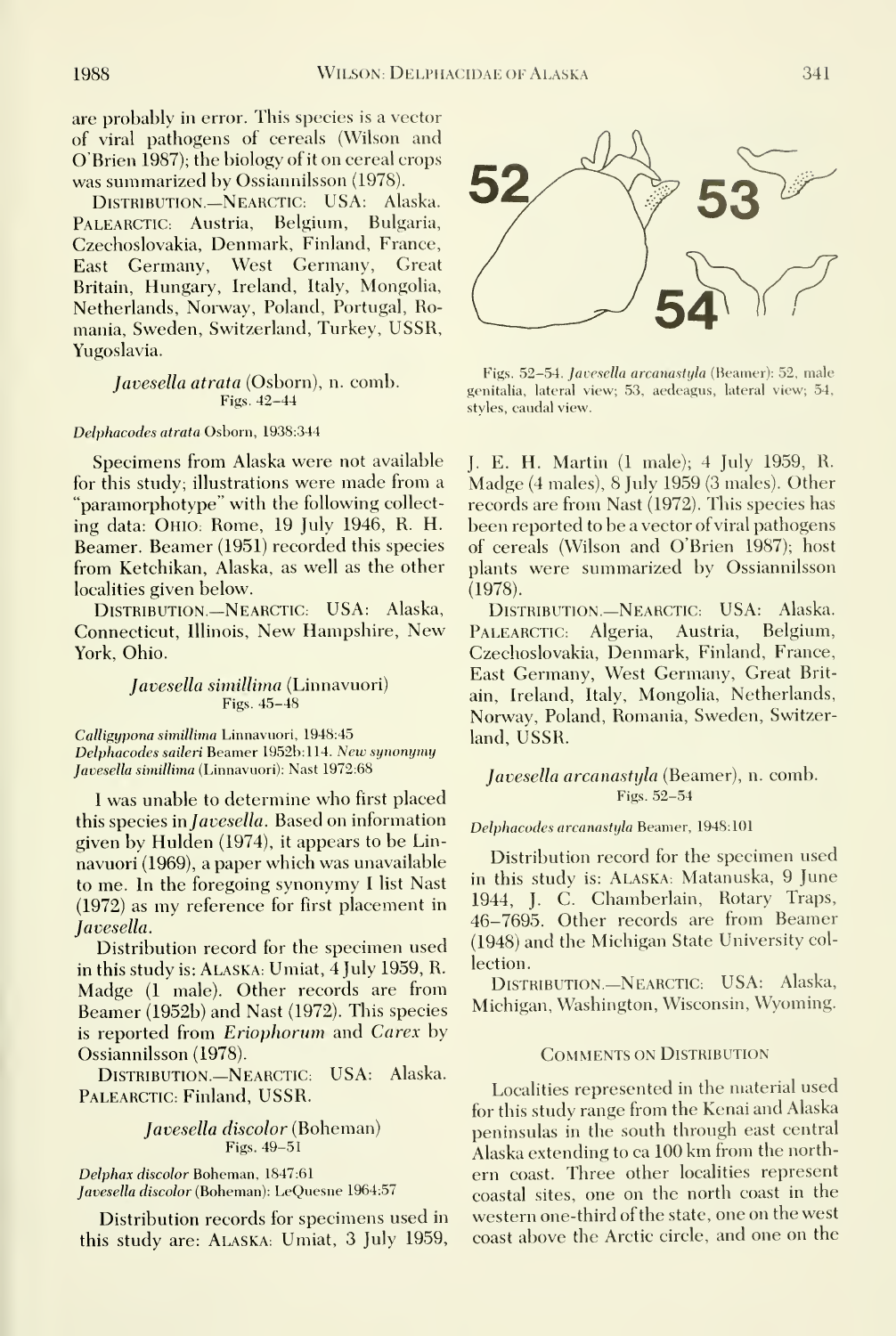are probably in error. This species is a vector of viral pathogens of cereals (Wilson and O'Brien 1987); the biology of it on cereal crops was summarized by Ossiannilsson (1978).

DISTRIBUTION.—NEARCTIC: USA: Alaska. PALEARCTIC: Austria, Belgium, Bulgaria, Czechoslovakia, Denmark, Finland, France, East Germany, West Germany, Great Britain, Hungary, Ireland, Italy, Mongolia, Netherlands, Norway, Poland, Portugal, Romania, Sweden, Switzerland, Turkey, USSR, Yugoslavia.

### *Javesella atrata* (Osborn), n. comb.
Figs. 42–44

*Delphacodes atrata* Osborn, 1938:344

Specimens from Alaska were not available for this study; illustrations were made from a "paramorphotype" with the following collecting data: OHIO: Rome, 19 July 1946, R. H. Beamer. Beamer (1951) recorded this species from Ketchikan, Alaska, as well as the other localities given below.

DISTRIBUTION.—NEARCTIC: USA: Alaska, Connecticut, Illinois, New Hampshire, New York, Ohio.

### *Javesella simillima* (Linnavuori)
Figs. 45–48

*Calligypona simillima* Linnavuori, 1948:45
*Delphacodes saileri* Beamer 1952b:114. *New synonymy*
*Javesella simillima* (Linnavuori): Nast 1972:68

I was unable to determine who first placed this species in *Javesella*. Based on information given by Hulden (1974), it appears to be Linnavuori (1969), a paper which was unavailable to me. In the foregoing synonymy I list Nast (1972) as my reference for first placement in *Javesella*.

Distribution record for the specimen used in this study is: ALASKA: Umiat, 4 July 1959, R. Madge (1 male). Other records are from Beamer (1952b) and Nast (1972). This species is reported from *Eriophorum* and *Carex* by Ossiannilsson (1978).

DISTRIBUTION.—NEARCTIC: USA: Alaska. PALEARCTIC: Finland, USSR.

### *Javesella discolor* (Boheman)
Figs. 49–51

*Delphax discolor* Boheman, 1847:61
*Javesella discolor* (Boheman): LeQuesne 1964:57

Distribution records for specimens used in this study are: ALASKA: Umiat, 3 July 1959, J. E. H. Martin (1 male); 4 July 1959, R. Madge (4 males), 8 July 1959 (3 males). Other records are from Nast (1972). This species has been reported to be a vector of viral pathogens of cereals (Wilson and O'Brien 1987); host plants were summarized by Ossiannilsson (1978).

DISTRIBUTION.—NEARCTIC: USA: Alaska. PALEARCTIC: Algeria, Austria, Belgium, Czechoslovakia, Denmark, Finland, France, East Germany, West Germany, Great Britain, Ireland, Italy, Mongolia, Netherlands, Norway, Poland, Romania, Sweden, Switzerland, USSR.

Figs. 52–54. *Javesella arcanastyla* (Beamer): 52, male genitalia, lateral view; 53, aedeagus, lateral view; 54, styles, caudal view.

### *Javesella arcanastyla* (Beamer), n. comb.
Figs. 52–54

*Delphacodes arcanastyla* Beamer, 1948:101

Distribution record for the specimen used in this study is: ALASKA: Matanuska, 9 June 1944, J. C. Chamberlain, Rotary Traps, 46–7695. Other records are from Beamer (1948) and the Michigan State University collection.

DISTRIBUTION.—NEARCTIC: USA: Alaska, Michigan, Washington, Wisconsin, Wyoming.

## COMMENTS ON DISTRIBUTION

Localities represented in the material used for this study range from the Kenai and Alaska peninsulas in the south through east central Alaska extending to ca 100 km from the northern coast. Three other localities represent coastal sites, one on the north coast in the western one-third of the state, one on the west coast above the Arctic circle, and one on the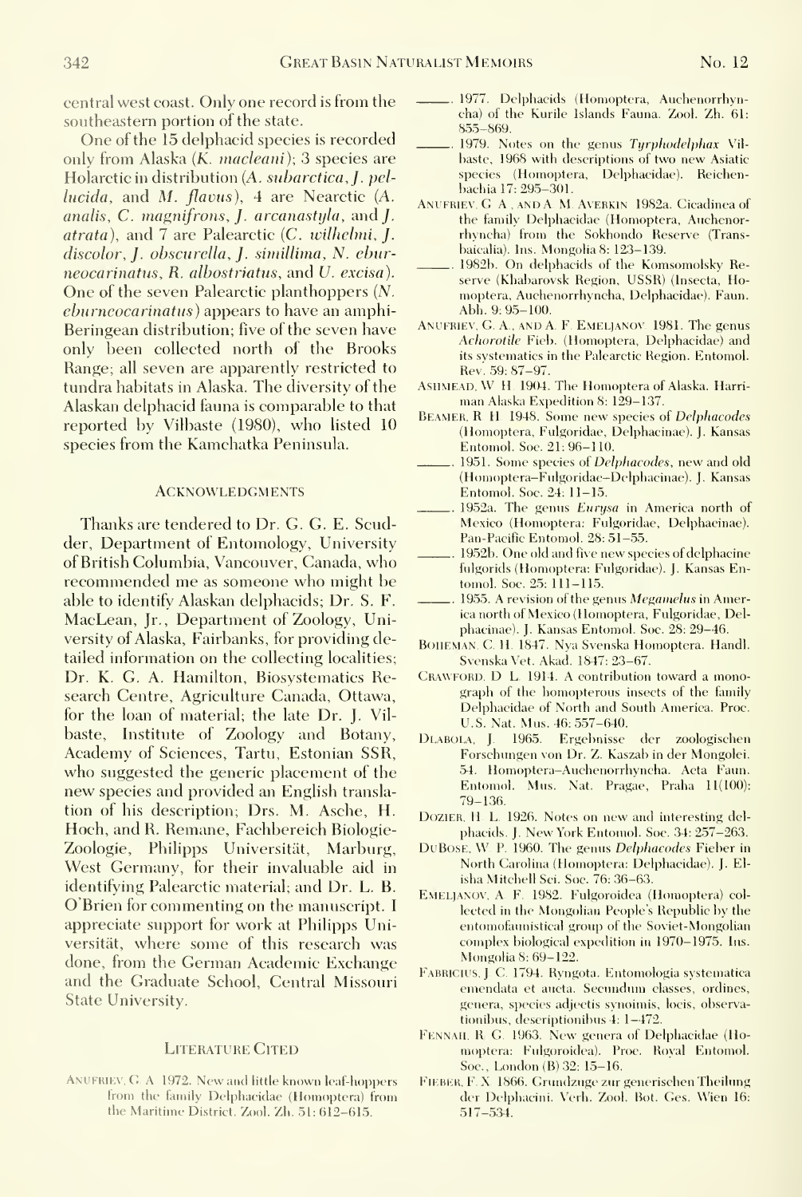central west coast. Only one record is from the southeastern portion of the state.

One of the 15 delphacid species is recorded only from Alaska (*K. macleani*); 3 species are Holarctic in distribution (*A. subarctica*, *J. pellucida*, and *M. flavus*), 4 are Nearctic (*A. analis*, *C. magnifrons*, *J. arcanastyla*, and *J. atrata*), and 7 are Palearctic (*C. wilhelmi*, *J. discolor*, *J. obscurella*, *J. simillima*, *N. eburneocarinatus*, *R. albostriatus*, and *U. excisa*). One of the seven Palearctic planthoppers (*N. eburneocarinatus*) appears to have an amphi-Beringean distribution; five of the seven have only been collected north of the Brooks Range; all seven are apparently restricted to tundra habitats in Alaska. The diversity of the Alaskan delphacid fauna is comparable to that reported by Vilbaste (1980), who listed 10 species from the Kamchatka Peninsula.

## Acknowledgments

Thanks are tendered to Dr. G. G. E. Scudder, Department of Entomology, University of British Columbia, Vancouver, Canada, who recommended me as someone who might be able to identify Alaskan delphacids; Dr. S. F. MacLean, Jr., Department of Zoology, University of Alaska, Fairbanks, for providing detailed information on the collecting localities; Dr. K. G. A. Hamilton, Biosystematics Research Centre, Agriculture Canada, Ottawa, for the loan of material; the late Dr. J. Vilbaste, Institute of Zoology and Botany, Academy of Sciences, Tartu, Estonian SSR, who suggested the generic placement of the new species and provided an English translation of his description; Drs. M. Asche, H. Hoch, and R. Remane, Fachbereich Biologie-Zoologie, Philipps Universität, Marburg, West Germany, for their invaluable aid in identifying Palearctic material; and Dr. L. B. O'Brien for commenting on the manuscript. I appreciate support for work at Philipps Universität, where some of this research was done, from the German Academic Exchange and the Graduate School, Central Missouri State University.

## Literature Cited

Anufriev, G. A. 1972. New and little known leaf-hoppers from the family Delphacidae (Homoptera) from the Maritime District. Zool. Zh. 51: 612–615.

———. 1977. Delphacids (Homoptera, Auchenorrhyncha) of the Kurile Islands Fauna. Zool. Zh. 61: 855–869.

———. 1979. Notes on the genus *Tyrphodelphax* Vilbaste, 1968 with descriptions of two new Asiatic species (Homoptera, Delphacidae). Reichenbachia 17: 295–301.

Anufriev, G. A., and A. M. Averkin. 1982a. Cicadinea of the family Delphacidae (Homoptera, Auchenorrhyncha) from the Sokhondo Reserve (Transbaicalia). Ins. Mongolia 8: 123–139.

———. 1982b. On delphacids of the Komsomolsky Reserve (Khabarovsk Region, USSR) (Insecta, Homoptera, Auchenorrhyncha, Delphacidae). Faun. Abh. 9: 95–100.

Anufriev, G. A., and A. F. Emeljanov. 1981. The genus *Achorotile* Fieb. (Homoptera, Delphacidae) and its systematics in the Palearctic Region. Entomol. Rev. 59: 87–97.

Ashmead, W. H. 1904. The Homoptera of Alaska. Harriman Alaska Expedition 8: 129–137.

Beamer, R. H. 1948. Some new species of *Delphacodes* (Homoptera, Fulgoridae, Delphacinae). J. Kansas Entomol. Soc. 21: 96–110.

———. 1951. Some species of *Delphacodes*, new and old (Homoptera–Fulgoridae–Delphacinae). J. Kansas Entomol. Soc. 24: 11–15.

———. 1952a. The genus *Eurysa* in America north of Mexico (Homoptera: Fulgoridae, Delphacinae). Pan-Pacific Entomol. 28: 51–55.

———. 1952b. One old and five new species of delphacine fulgorids (Homoptera: Fulgoridae). J. Kansas Entomol. Soc. 25: 111–115.

———. 1955. A revision of the genus *Megamelus* in America north of Mexico (Homoptera, Fulgoridae, Delphacinae). J. Kansas Entomol. Soc. 28: 29–46.

Boheman, C. H. 1847. Nya Svenska Homoptera. Handl. Svenska Vet. Akad. 1847: 23–67.

Crawford, D. L. 1914. A contribution toward a monograph of the homopterous insects of the family Delphacidae of North and South America. Proc. U.S. Nat. Mus. 46: 557–640.

Dlabola, J. 1965. Ergebnisse der zoologischen Forschungen von Dr. Z. Kaszab in der Mongolei. 54. Homoptera–Auchenorrhyncha. Acta Faun. Entomol. Mus. Nat. Pragae, Praha 11(100): 79–136.

Dozier, H. L. 1926. Notes on new and interesting delphacids. J. New York Entomol. Soc. 34: 257–263.

DuBose, W. P. 1960. The genus *Delphacodes* Fieber in North Carolina (Homoptera: Delphacidae). J. Elisha Mitchell Sci. Soc. 76: 36–63.

Emeljanov, A. F. 1982. Fulgoroidea (Homoptera) collected in the Mongolian People's Republic by the entomofaunistical group of the Soviet-Mongolian complex biological expedition in 1970–1975. Ins. Mongolia 8: 69–122.

Fabricius, J. C. 1794. Ryngota. Entomologia systematica emendata et aucta. Secundum classes, ordines, genera, species adjectis synoimis, locis, observationibus, descriptionibus 4: 1–472.

Fennah, R. G. 1963. New genera of Delphacidae (Homoptera: Fulgoroidea). Proc. Royal Entomol. Soc., London (B) 32: 15–16.

Fieber, F. X. 1866. Grundzuge zur generischen Theilung der Delphacini. Verh. Zool. Bot. Ges. Wien 16: 517–534.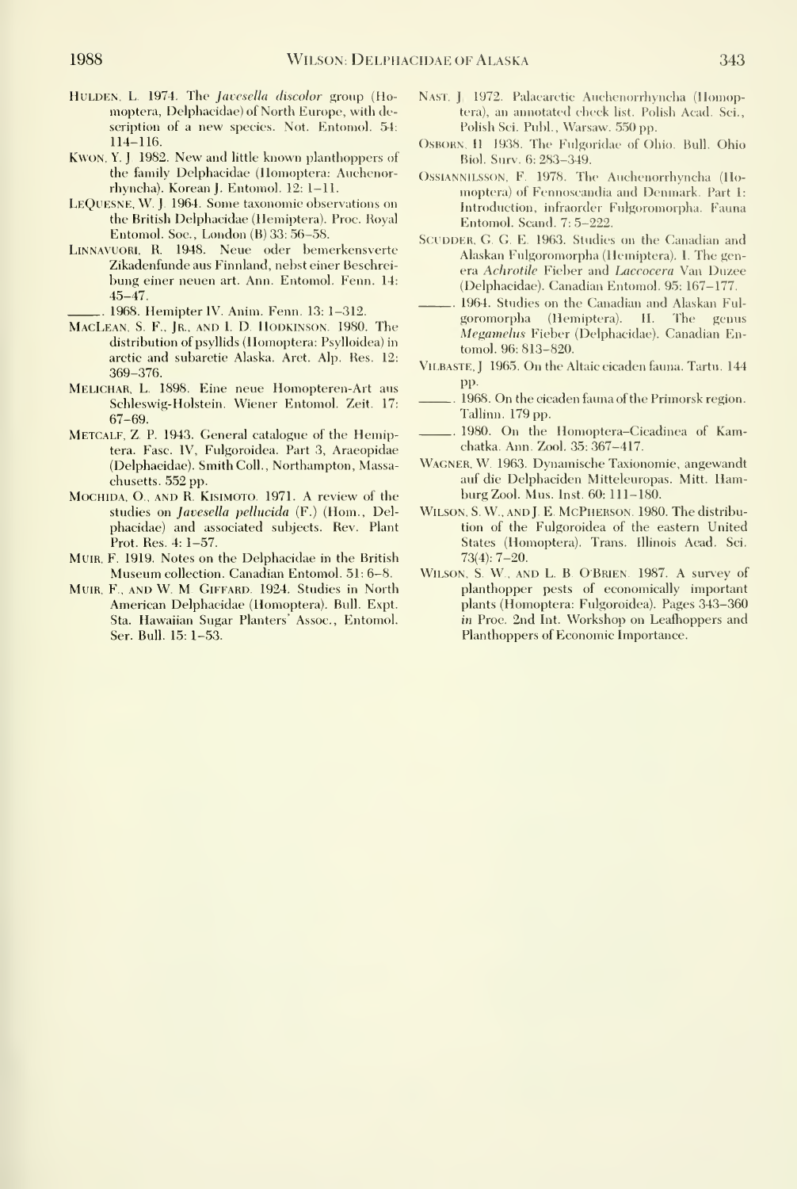Hulden, L. 1974. The *Javesella discolor* group (Homoptera, Delphacidae) of North Europe, with description of a new species. Not. Entomol. 54: 114–116.

Kwon, Y. J. 1982. New and little known planthoppers of the family Delphacidae (Homoptera: Auchenorrhyncha). Korean J. Entomol. 12: 1–11.

LeQuesne, W. J. 1964. Some taxonomic observations on the British Delphacidae (Hemiptera). Proc. Royal Entomol. Soc., London (B) 33: 56–58.

Linnavuori, R. 1948. Neue oder bemerkensverte Zikadenfunde aus Finnland, nebst einer Beschreibung einer neuen art. Ann. Entomol. Fenn. 14: 45–47.

———. 1968. Hemipter IV. Anim. Fenn. 13: 1–312.

MacLean, S. F., Jr., and I. D. Hodkinson. 1980. The distribution of psyllids (Homoptera: Psylloidea) in arctic and subarctic Alaska. Arct. Alp. Res. 12: 369–376.

Melichar, L. 1898. Eine neue Homopteren-Art aus Schleswig-Holstein. Wiener Entomol. Zeit. 17: 67–69.

Metcalf, Z. P. 1943. General catalogue of the Hemiptera. Fasc. IV, Fulgoroidea. Part 3, Araeopidae (Delphacidae). Smith Coll., Northampton, Massachusetts. 552 pp.

Mochida, O., and R. Kisimoto. 1971. A review of the studies on *Javesella pellucida* (F.) (Hom., Delphacidae) and associated subjects. Rev. Plant Prot. Res. 4: 1–57.

Muir, F. 1919. Notes on the Delphacidae in the British Museum collection. Canadian Entomol. 51: 6–8.

Muir, F., and W. M. Giffard. 1924. Studies in North American Delphacidae (Homoptera). Bull. Expt. Sta. Hawaiian Sugar Planters' Assoc., Entomol. Ser. Bull. 15: 1–53.

Nast, J. 1972. Palaearctic Auchenorrhyncha (Homoptera), an annotated check list. Polish Acad. Sci., Polish Sci. Publ., Warsaw. 550 pp.

Osborn, H. 1938. The Fulgoridae of Ohio. Bull. Ohio Biol. Surv. 6: 283–349.

Ossiannilsson, F. 1978. The Auchenorrhyncha (Homoptera) of Fennoscandia and Denmark. Part 1: Introduction, infraorder Fulgoromorpha. Fauna Entomol. Scand. 7: 5–222.

Scudder, G. G. E. 1963. Studies on the Canadian and Alaskan Fulgoromorpha (Hemiptera). I. The genera *Achrotile* Fieber and *Laccocera* Van Duzee (Delphacidae). Canadian Entomol. 95: 167–177.

———. 1964. Studies on the Canadian and Alaskan Fulgoromorpha (Hemiptera). II. The genus *Megamelus* Fieber (Delphacidae). Canadian Entomol. 96: 813–820.

Vilbaste, J. 1965. On the Altaic cicaden fauna. Tartu. 144 pp.

———. 1968. On the cicaden fauna of the Primorsk region. Tallinn. 179 pp.

———. 1980. On the Homoptera–Cicadinea of Kamchatka. Ann. Zool. 35: 367–417.

Wagner, W. 1963. Dynamische Taxionomie, angewandt auf die Delphaciden Mitteleuropas. Mitt. Hamburg Zool. Mus. Inst. 60: 111–180.

Wilson, S. W., and J. E. McPherson. 1980. The distribution of the Fulgoroidea of the eastern United States (Homoptera). Trans. Illinois Acad. Sci. 73(4): 7–20.

Wilson, S. W., and L. B. O'Brien. 1987. A survey of planthopper pests of economically important plants (Homoptera: Fulgoroidea). Pages 343–360 *in* Proc. 2nd Int. Workshop on Leafhoppers and Planthoppers of Economic Importance.